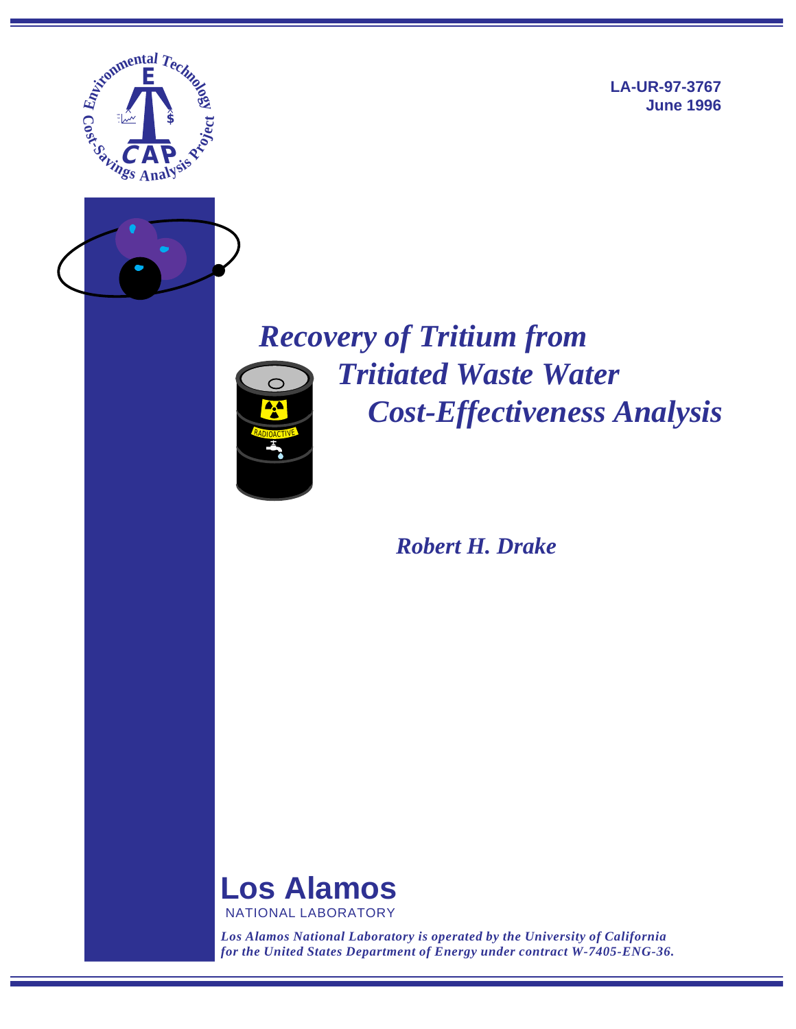LA-UR-97-3767
June 1996

# *Recovery of Tritium from Tritiated Waste Water Cost-Effectiveness Analysis*

*Robert H. Drake*

**Los Alamos**
NATIONAL LABORATORY

***Los Alamos National Laboratory is operated by the University of California for the United States Department of Energy under contract W-7405-ENG-36.***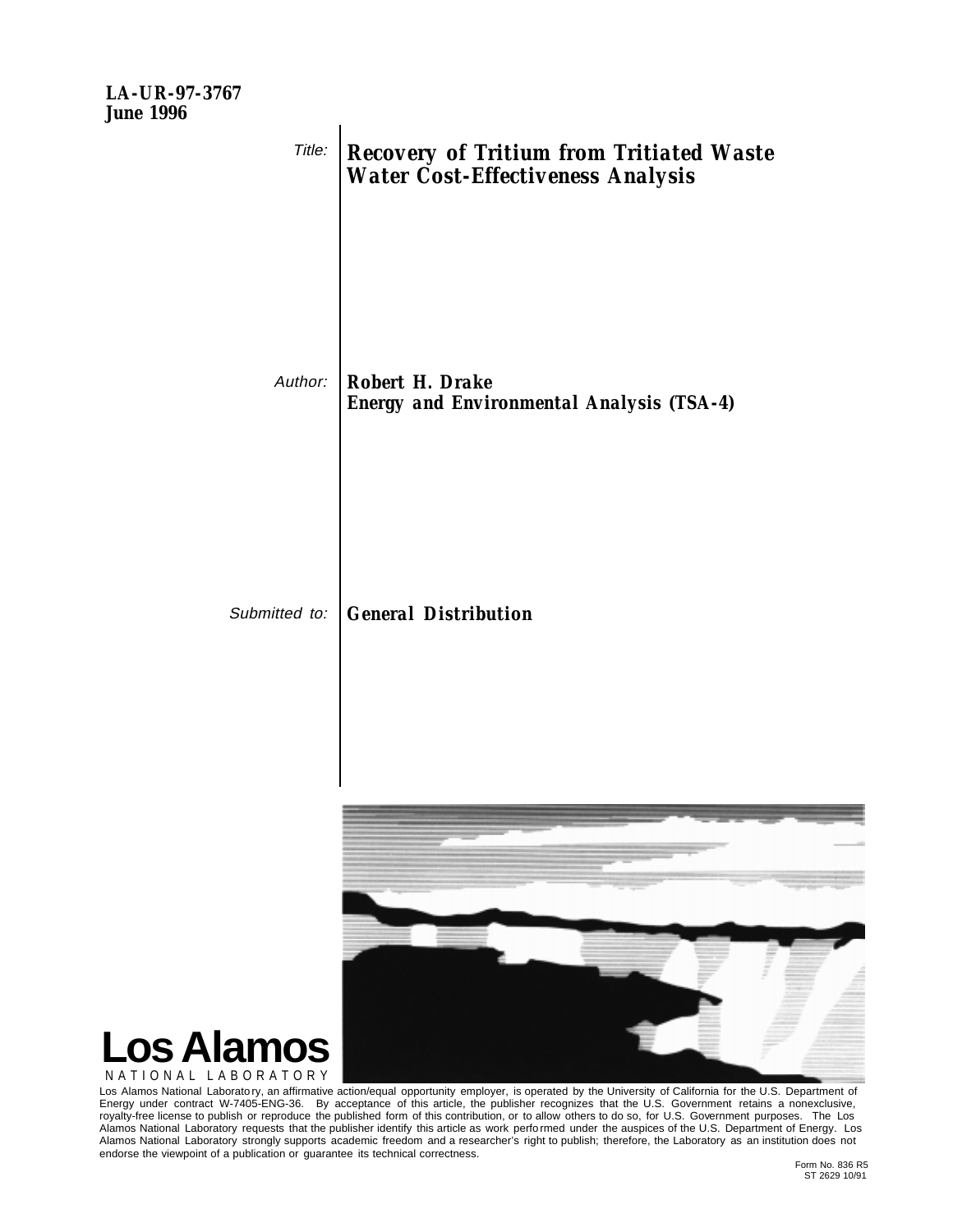**LA-UR-97-3767**
**June 1996**

*Title:* **Recovery of Tritium from Tritiated Waste Water Cost-Effectiveness Analysis**

*Author:* **Robert H. Drake**
**Energy and Environmental Analysis (TSA-4)**

*Submitted to:* **General Distribution**

**Los Alamos**
NATIONAL LABORATORY

Los Alamos National Laboratory, an affirmative action/equal opportunity employer, is operated by the University of California for the U.S. Department of Energy under contract W-7405-ENG-36. By acceptance of this article, the publisher recognizes that the U.S. Government retains a nonexclusive, royalty-free license to publish or reproduce the published form of this contribution, or to allow others to do so, for U.S. Government purposes. The Los Alamos National Laboratory requests that the publisher identify this article as work performed under the auspices of the U.S. Department of Energy. Los Alamos National Laboratory strongly supports academic freedom and a researcher's right to publish; therefore, the Laboratory as an institution does not endorse the viewpoint of a publication or guarantee its technical correctness.

Form No. 836 R5
ST 2629 10/91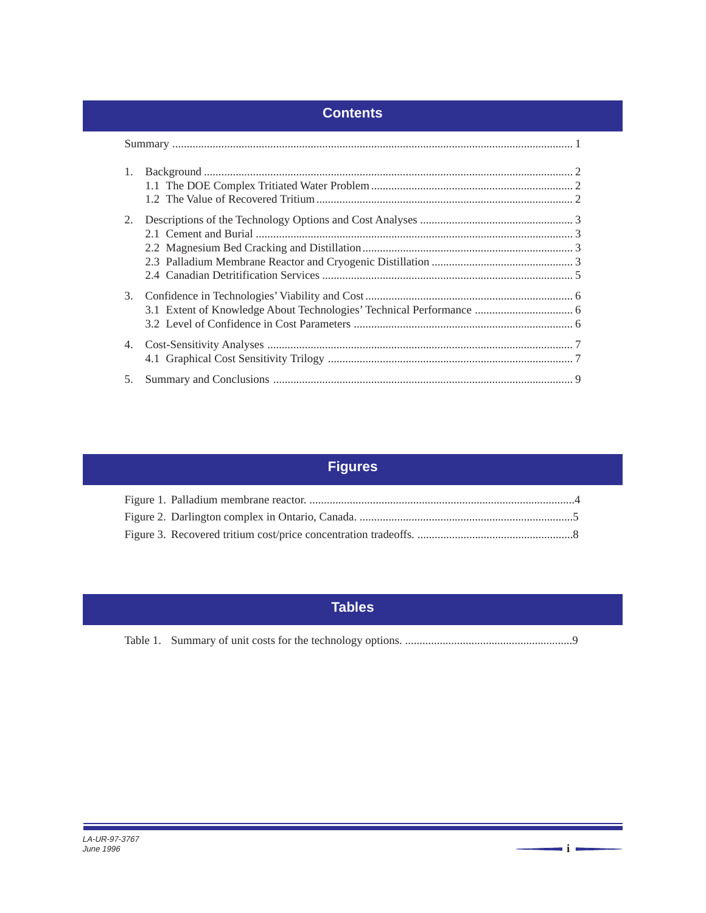## Contents

Summary ........................................................................ 1

1. Background ........................................................................ 2
   - 1.1 The DOE Complex Tritiated Water Problem ........................................ 2
   - 1.2 The Value of Recovered Tritium ........................................ 2

2. Descriptions of the Technology Options and Cost Analyses ........................................ 3
   - 2.1 Cement and Burial ........................................ 3
   - 2.2 Magnesium Bed Cracking and Distillation ........................................ 3
   - 2.3 Palladium Membrane Reactor and Cryogenic Distillation ........................................ 3
   - 2.4 Canadian Detritification Services ........................................ 5

3. Confidence in Technologies' Viability and Cost ........................................ 6
   - 3.1 Extent of Knowledge About Technologies' Technical Performance ........................................ 6
   - 3.2 Level of Confidence in Cost Parameters ........................................ 6

4. Cost-Sensitivity Analyses ........................................ 7
   - 4.1 Graphical Cost Sensitivity Trilogy ........................................ 7

5. Summary and Conclusions ........................................ 9

## Figures

Figure 1. Palladium membrane reactor. ........................................ 4

Figure 2. Darlington complex in Ontario, Canada. ........................................ 5

Figure 3. Recovered tritium cost/price concentration tradeoffs. ........................................ 8

## Tables

Table 1. Summary of unit costs for the technology options. ........................................ 9

*LA-UR-97-3767*
*June 1996*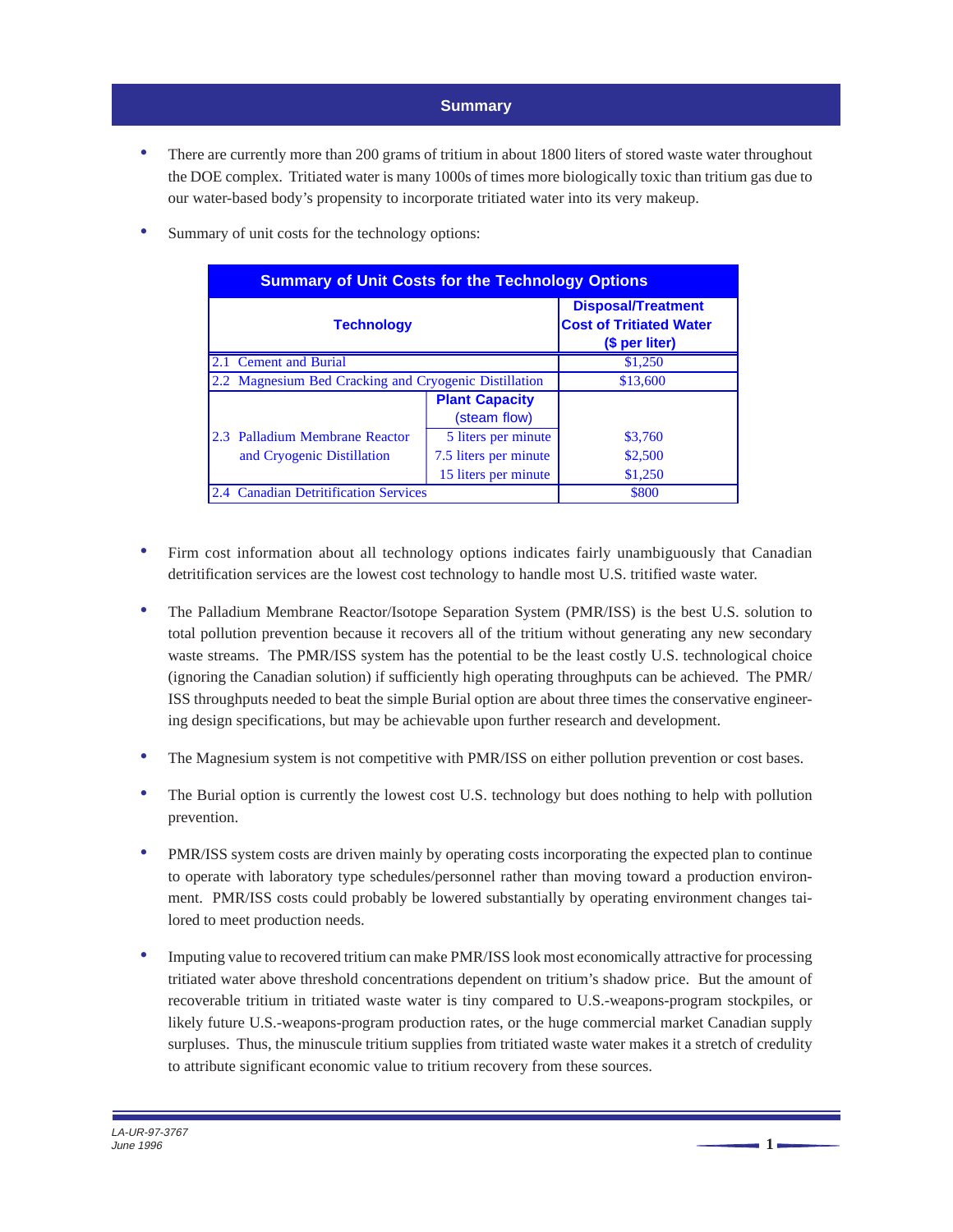## Summary

- There are currently more than 200 grams of tritium in about 1800 liters of stored waste water throughout the DOE complex. Tritiated water is many 1000s of times more biologically toxic than tritium gas due to our water-based body's propensity to incorporate tritiated water into its very makeup.

- Summary of unit costs for the technology options:

**Summary of Unit Costs for the Technology Options**

| Technology | | Disposal/Treatment Cost of Tritiated Water ($ per liter) |
|---|---|---|
| 2.1 Cement and Burial | | $1,250 |
| 2.2 Magnesium Bed Cracking and Cryogenic Distillation | | $13,600 |
| 2.3 Palladium Membrane Reactor and Cryogenic Distillation | **Plant Capacity** (steam flow) | |
| | 5 liters per minute | $3,760 |
| | 7.5 liters per minute | $2,500 |
| | 15 liters per minute | $1,250 |
| 2.4 Canadian Detritification Services | | $800 |

- Firm cost information about all technology options indicates fairly unambiguously that Canadian detritification services are the lowest cost technology to handle most U.S. tritified waste water.

- The Palladium Membrane Reactor/Isotope Separation System (PMR/ISS) is the best U.S. solution to total pollution prevention because it recovers all of the tritium without generating any new secondary waste streams. The PMR/ISS system has the potential to be the least costly U.S. technological choice (ignoring the Canadian solution) if sufficiently high operating throughputs can be achieved. The PMR/ISS throughputs needed to beat the simple Burial option are about three times the conservative engineering design specifications, but may be achievable upon further research and development.

- The Magnesium system is not competitive with PMR/ISS on either pollution prevention or cost bases.

- The Burial option is currently the lowest cost U.S. technology but does nothing to help with pollution prevention.

- PMR/ISS system costs are driven mainly by operating costs incorporating the expected plan to continue to operate with laboratory type schedules/personnel rather than moving toward a production environment. PMR/ISS costs could probably be lowered substantially by operating environment changes tailored to meet production needs.

- Imputing value to recovered tritium can make PMR/ISS look most economically attractive for processing tritiated water above threshold concentrations dependent on tritium's shadow price. But the amount of recoverable tritium in tritiated waste water is tiny compared to U.S.-weapons-program stockpiles, or likely future U.S.-weapons-program production rates, or the huge commercial market Canadian supply surpluses. Thus, the minuscule tritium supplies from tritiated waste water makes it a stretch of credulity to attribute significant economic value to tritium recovery from these sources.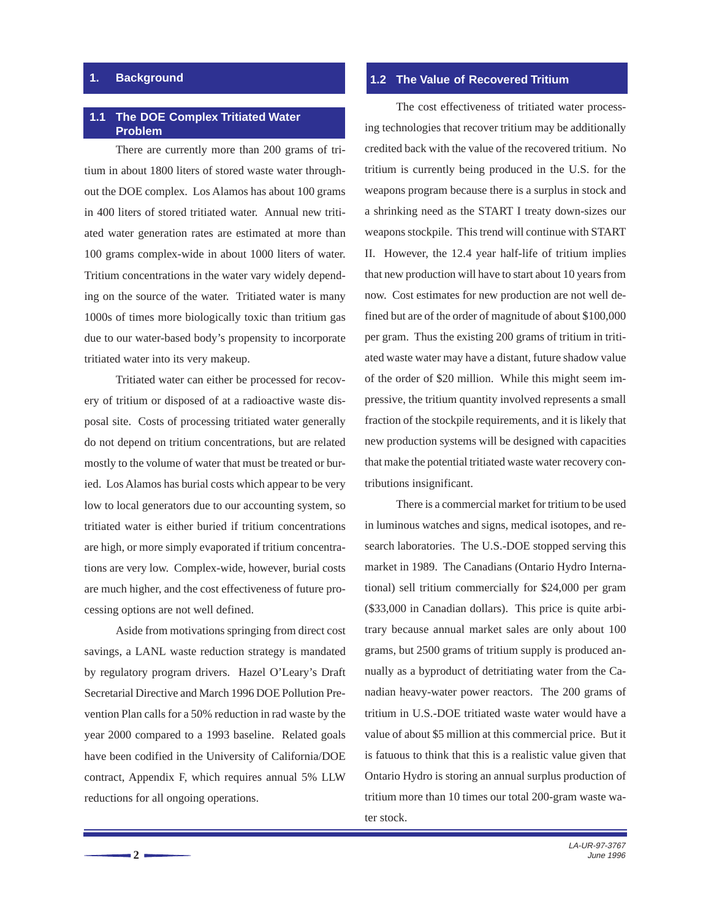# 1. Background

## 1.1 The DOE Complex Tritiated Water Problem

There are currently more than 200 grams of tritium in about 1800 liters of stored waste water throughout the DOE complex. Los Alamos has about 100 grams in 400 liters of stored tritiated water. Annual new tritiated water generation rates are estimated at more than 100 grams complex-wide in about 1000 liters of water. Tritium concentrations in the water vary widely depending on the source of the water. Tritiated water is many 1000s of times more biologically toxic than tritium gas due to our water-based body's propensity to incorporate tritiated water into its very makeup.

Tritiated water can either be processed for recovery of tritium or disposed of at a radioactive waste disposal site. Costs of processing tritiated water generally do not depend on tritium concentrations, but are related mostly to the volume of water that must be treated or buried. Los Alamos has burial costs which appear to be very low to local generators due to our accounting system, so tritiated water is either buried if tritium concentrations are high, or more simply evaporated if tritium concentrations are very low. Complex-wide, however, burial costs are much higher, and the cost effectiveness of future processing options are not well defined.

Aside from motivations springing from direct cost savings, a LANL waste reduction strategy is mandated by regulatory program drivers. Hazel O'Leary's Draft Secretarial Directive and March 1996 DOE Pollution Prevention Plan calls for a 50% reduction in rad waste by the year 2000 compared to a 1993 baseline. Related goals have been codified in the University of California/DOE contract, Appendix F, which requires annual 5% LLW reductions for all ongoing operations.

## 1.2 The Value of Recovered Tritium

The cost effectiveness of tritiated water processing technologies that recover tritium may be additionally credited back with the value of the recovered tritium. No tritium is currently being produced in the U.S. for the weapons program because there is a surplus in stock and a shrinking need as the START I treaty down-sizes our weapons stockpile. This trend will continue with START II. However, the 12.4 year half-life of tritium implies that new production will have to start about 10 years from now. Cost estimates for new production are not well defined but are of the order of magnitude of about $100,000 per gram. Thus the existing 200 grams of tritium in tritiated waste water may have a distant, future shadow value of the order of $20 million. While this might seem impressive, the tritium quantity involved represents a small fraction of the stockpile requirements, and it is likely that new production systems will be designed with capacities that make the potential tritiated waste water recovery contributions insignificant.

There is a commercial market for tritium to be used in luminous watches and signs, medical isotopes, and research laboratories. The U.S.-DOE stopped serving this market in 1989. The Canadians (Ontario Hydro International) sell tritium commercially for $24,000 per gram ($33,000 in Canadian dollars). This price is quite arbitrary because annual market sales are only about 100 grams, but 2500 grams of tritium supply is produced annually as a byproduct of detritiating water from the Canadian heavy-water power reactors. The 200 grams of tritium in U.S.-DOE tritiated waste water would have a value of about $5 million at this commercial price. But it is fatuous to think that this is a realistic value given that Ontario Hydro is storing an annual surplus production of tritium more than 10 times our total 200-gram waste water stock.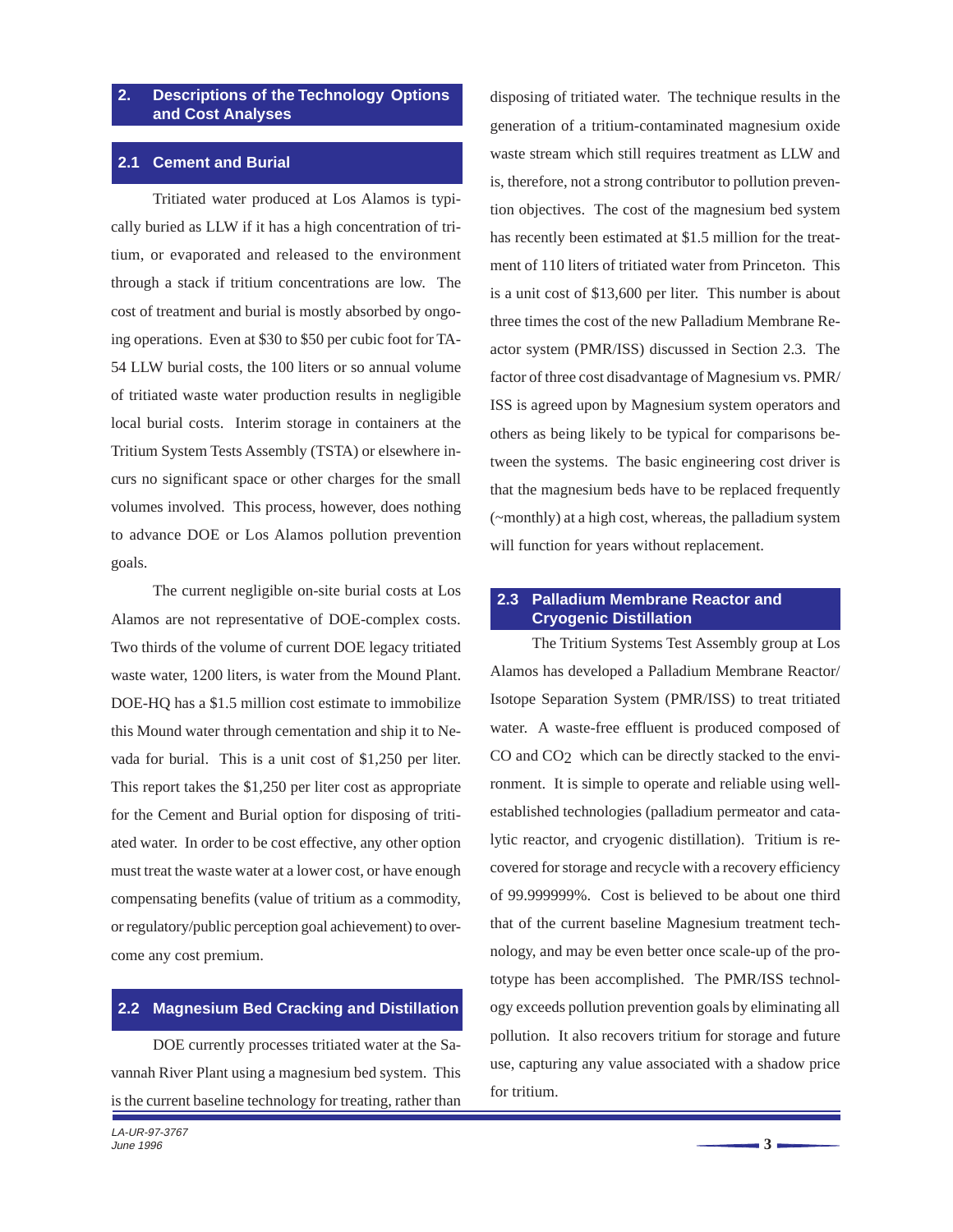## 2. Descriptions of the Technology Options and Cost Analyses

### 2.1 Cement and Burial

Tritiated water produced at Los Alamos is typically buried as LLW if it has a high concentration of tritium, or evaporated and released to the environment through a stack if tritium concentrations are low. The cost of treatment and burial is mostly absorbed by ongoing operations. Even at $30 to $50 per cubic foot for TA-54 LLW burial costs, the 100 liters or so annual volume of tritiated waste water production results in negligible local burial costs. Interim storage in containers at the Tritium System Tests Assembly (TSTA) or elsewhere incurs no significant space or other charges for the small volumes involved. This process, however, does nothing to advance DOE or Los Alamos pollution prevention goals.

The current negligible on-site burial costs at Los Alamos are not representative of DOE-complex costs. Two thirds of the volume of current DOE legacy tritiated waste water, 1200 liters, is water from the Mound Plant. DOE-HQ has a $1.5 million cost estimate to immobilize this Mound water through cementation and ship it to Nevada for burial. This is a unit cost of $1,250 per liter. This report takes the $1,250 per liter cost as appropriate for the Cement and Burial option for disposing of tritiated water. In order to be cost effective, any other option must treat the waste water at a lower cost, or have enough compensating benefits (value of tritium as a commodity, or regulatory/public perception goal achievement) to overcome any cost premium.

### 2.2 Magnesium Bed Cracking and Distillation

DOE currently processes tritiated water at the Savannah River Plant using a magnesium bed system. This is the current baseline technology for treating, rather than disposing of tritiated water. The technique results in the generation of a tritium-contaminated magnesium oxide waste stream which still requires treatment as LLW and is, therefore, not a strong contributor to pollution prevention objectives. The cost of the magnesium bed system has recently been estimated at $1.5 million for the treatment of 110 liters of tritiated water from Princeton. This is a unit cost of $13,600 per liter. This number is about three times the cost of the new Palladium Membrane Reactor system (PMR/ISS) discussed in Section 2.3. The factor of three cost disadvantage of Magnesium vs. PMR/ISS is agreed upon by Magnesium system operators and others as being likely to be typical for comparisons between the systems. The basic engineering cost driver is that the magnesium beds have to be replaced frequently (~monthly) at a high cost, whereas, the palladium system will function for years without replacement.

### 2.3 Palladium Membrane Reactor and Cryogenic Distillation

The Tritium Systems Test Assembly group at Los Alamos has developed a Palladium Membrane Reactor/Isotope Separation System (PMR/ISS) to treat tritiated water. A waste-free effluent is produced composed of CO and $CO_2$ which can be directly stacked to the environment. It is simple to operate and reliable using well-established technologies (palladium permeator and catalytic reactor, and cryogenic distillation). Tritium is recovered for storage and recycle with a recovery efficiency of 99.999999%. Cost is believed to be about one third that of the current baseline Magnesium treatment technology, and may be even better once scale-up of the prototype has been accomplished. The PMR/ISS technology exceeds pollution prevention goals by eliminating all pollution. It also recovers tritium for storage and future use, capturing any value associated with a shadow price for tritium.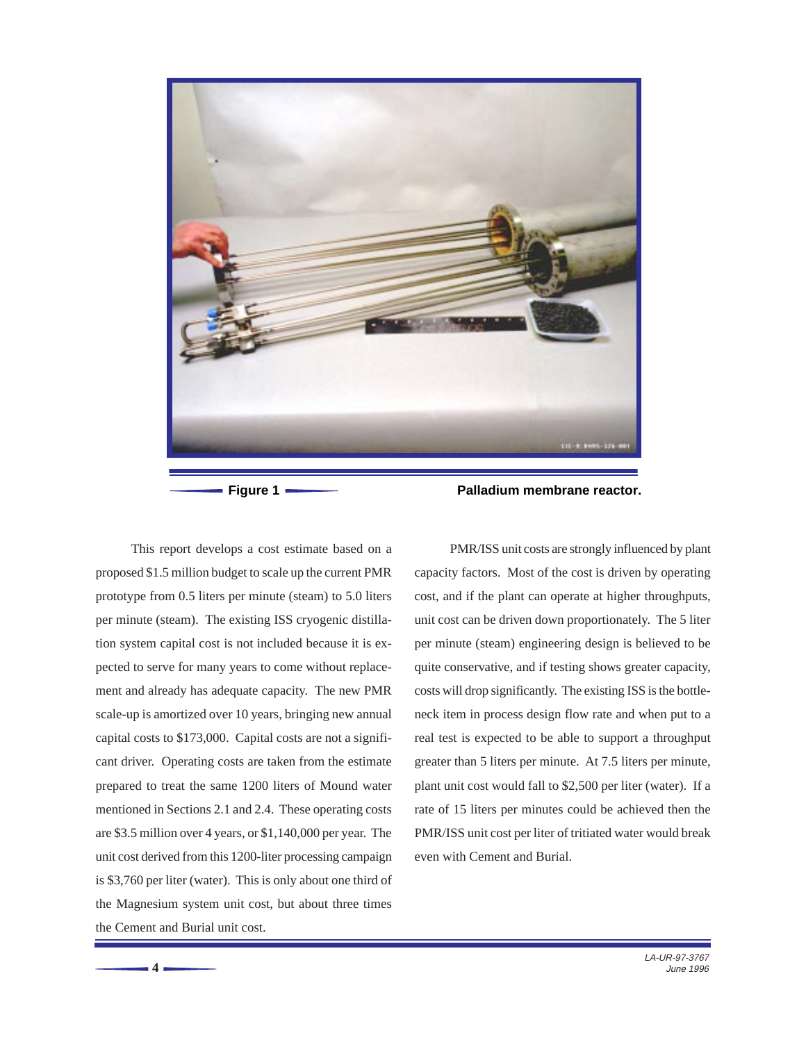**Figure 1** **Palladium membrane reactor.**

This report develops a cost estimate based on a proposed $1.5 million budget to scale up the current PMR prototype from 0.5 liters per minute (steam) to 5.0 liters per minute (steam). The existing ISS cryogenic distillation system capital cost is not included because it is expected to serve for many years to come without replacement and already has adequate capacity. The new PMR scale-up is amortized over 10 years, bringing new annual capital costs to $173,000. Capital costs are not a significant driver. Operating costs are taken from the estimate prepared to treat the same 1200 liters of Mound water mentioned in Sections 2.1 and 2.4. These operating costs are $3.5 million over 4 years, or $1,140,000 per year. The unit cost derived from this 1200-liter processing campaign is $3,760 per liter (water). This is only about one third of the Magnesium system unit cost, but about three times the Cement and Burial unit cost.

PMR/ISS unit costs are strongly influenced by plant capacity factors. Most of the cost is driven by operating cost, and if the plant can operate at higher throughputs, unit cost can be driven down proportionately. The 5 liter per minute (steam) engineering design is believed to be quite conservative, and if testing shows greater capacity, costs will drop significantly. The existing ISS is the bottleneck item in process design flow rate and when put to a real test is expected to be able to support a throughput greater than 5 liters per minute. At 7.5 liters per minute, plant unit cost would fall to $2,500 per liter (water). If a rate of 15 liters per minutes could be achieved then the PMR/ISS unit cost per liter of tritiated water would break even with Cement and Burial.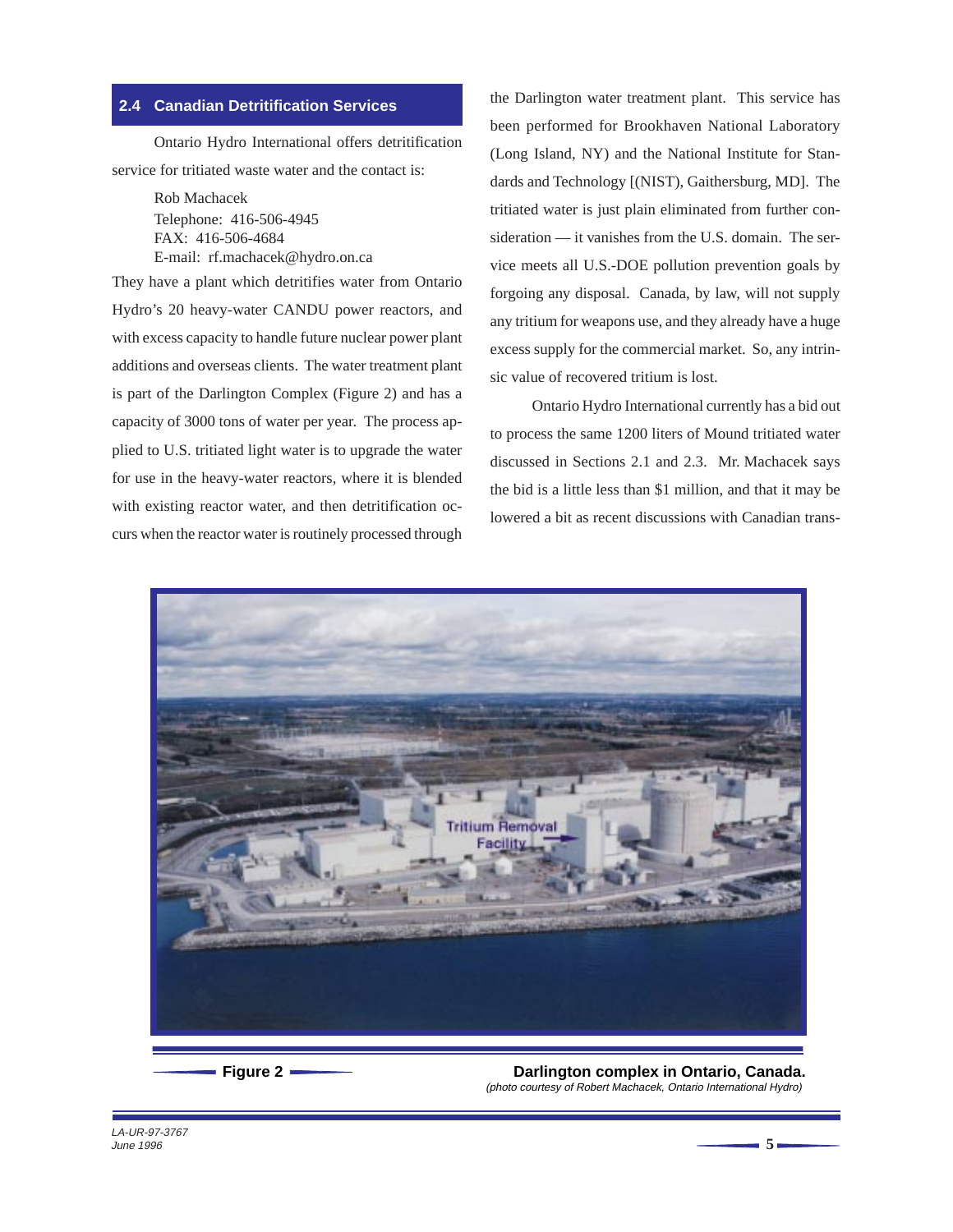## 2.4 Canadian Detritification Services

Ontario Hydro International offers detritification service for tritiated waste water and the contact is:

Rob Machacek
Telephone: 416-506-4945
FAX: 416-506-4684
E-mail: rf.machacek@hydro.on.ca

They have a plant which detritifies water from Ontario Hydro's 20 heavy-water CANDU power reactors, and with excess capacity to handle future nuclear power plant additions and overseas clients. The water treatment plant is part of the Darlington Complex (Figure 2) and has a capacity of 3000 tons of water per year. The process applied to U.S. tritiated light water is to upgrade the water for use in the heavy-water reactors, where it is blended with existing reactor water, and then detritification occurs when the reactor water is routinely processed through the Darlington water treatment plant. This service has been performed for Brookhaven National Laboratory (Long Island, NY) and the National Institute for Standards and Technology [(NIST), Gaithersburg, MD]. The tritiated water is just plain eliminated from further consideration — it vanishes from the U.S. domain. The service meets all U.S.-DOE pollution prevention goals by forgoing any disposal. Canada, by law, will not supply any tritium for weapons use, and they already have a huge excess supply for the commercial market. So, any intrinsic value of recovered tritium is lost.

Ontario Hydro International currently has a bid out to process the same 1200 liters of Mound tritiated water discussed in Sections 2.1 and 2.3. Mr. Machacek says the bid is a little less than $1 million, and that it may be lowered a bit as recent discussions with Canadian trans-

**Figure 2** **Darlington complex in Ontario, Canada.**
*(photo courtesy of Robert Machacek, Ontario International Hydro)*

*LA-UR-97-3767*
*June 1996*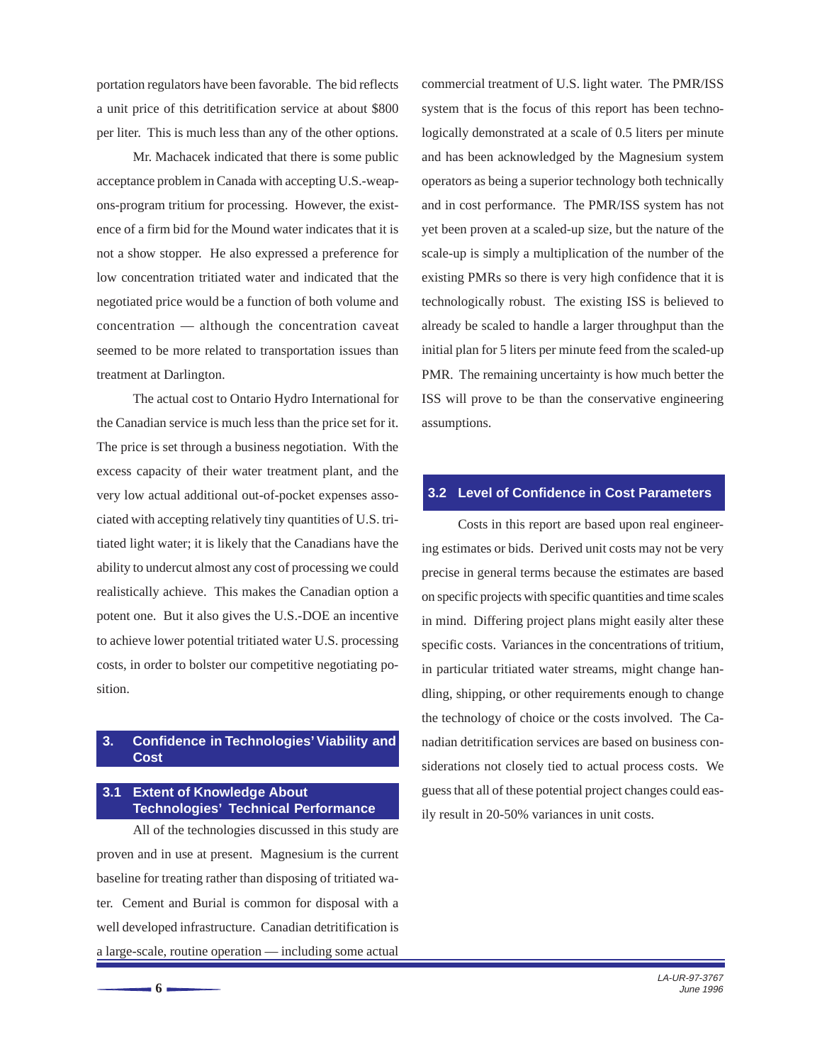portation regulators have been favorable. The bid reflects a unit price of this detritification service at about $800 per liter. This is much less than any of the other options.

Mr. Machacek indicated that there is some public acceptance problem in Canada with accepting U.S.-weapons-program tritium for processing. However, the existence of a firm bid for the Mound water indicates that it is not a show stopper. He also expressed a preference for low concentration tritiated water and indicated that the negotiated price would be a function of both volume and concentration — although the concentration caveat seemed to be more related to transportation issues than treatment at Darlington.

The actual cost to Ontario Hydro International for the Canadian service is much less than the price set for it. The price is set through a business negotiation. With the excess capacity of their water treatment plant, and the very low actual additional out-of-pocket expenses associated with accepting relatively tiny quantities of U.S. tritiated light water; it is likely that the Canadians have the ability to undercut almost any cost of processing we could realistically achieve. This makes the Canadian option a potent one. But it also gives the U.S.-DOE an incentive to achieve lower potential tritiated water U.S. processing costs, in order to bolster our competitive negotiating position.

## 3. Confidence in Technologies' Viability and Cost

### 3.1 Extent of Knowledge About Technologies' Technical Performance

All of the technologies discussed in this study are proven and in use at present. Magnesium is the current baseline for treating rather than disposing of tritiated water. Cement and Burial is common for disposal with a well developed infrastructure. Canadian detritification is a large-scale, routine operation — including some actual commercial treatment of U.S. light water. The PMR/ISS system that is the focus of this report has been technologically demonstrated at a scale of 0.5 liters per minute and has been acknowledged by the Magnesium system operators as being a superior technology both technically and in cost performance. The PMR/ISS system has not yet been proven at a scaled-up size, but the nature of the scale-up is simply a multiplication of the number of the existing PMRs so there is very high confidence that it is technologically robust. The existing ISS is believed to already be scaled to handle a larger throughput than the initial plan for 5 liters per minute feed from the scaled-up PMR. The remaining uncertainty is how much better the ISS will prove to be than the conservative engineering assumptions.

### 3.2 Level of Confidence in Cost Parameters

Costs in this report are based upon real engineering estimates or bids. Derived unit costs may not be very precise in general terms because the estimates are based on specific projects with specific quantities and time scales in mind. Differing project plans might easily alter these specific costs. Variances in the concentrations of tritium, in particular tritiated water streams, might change handling, shipping, or other requirements enough to change the technology of choice or the costs involved. The Canadian detritification services are based on business considerations not closely tied to actual process costs. We guess that all of these potential project changes could easily result in 20-50% variances in unit costs.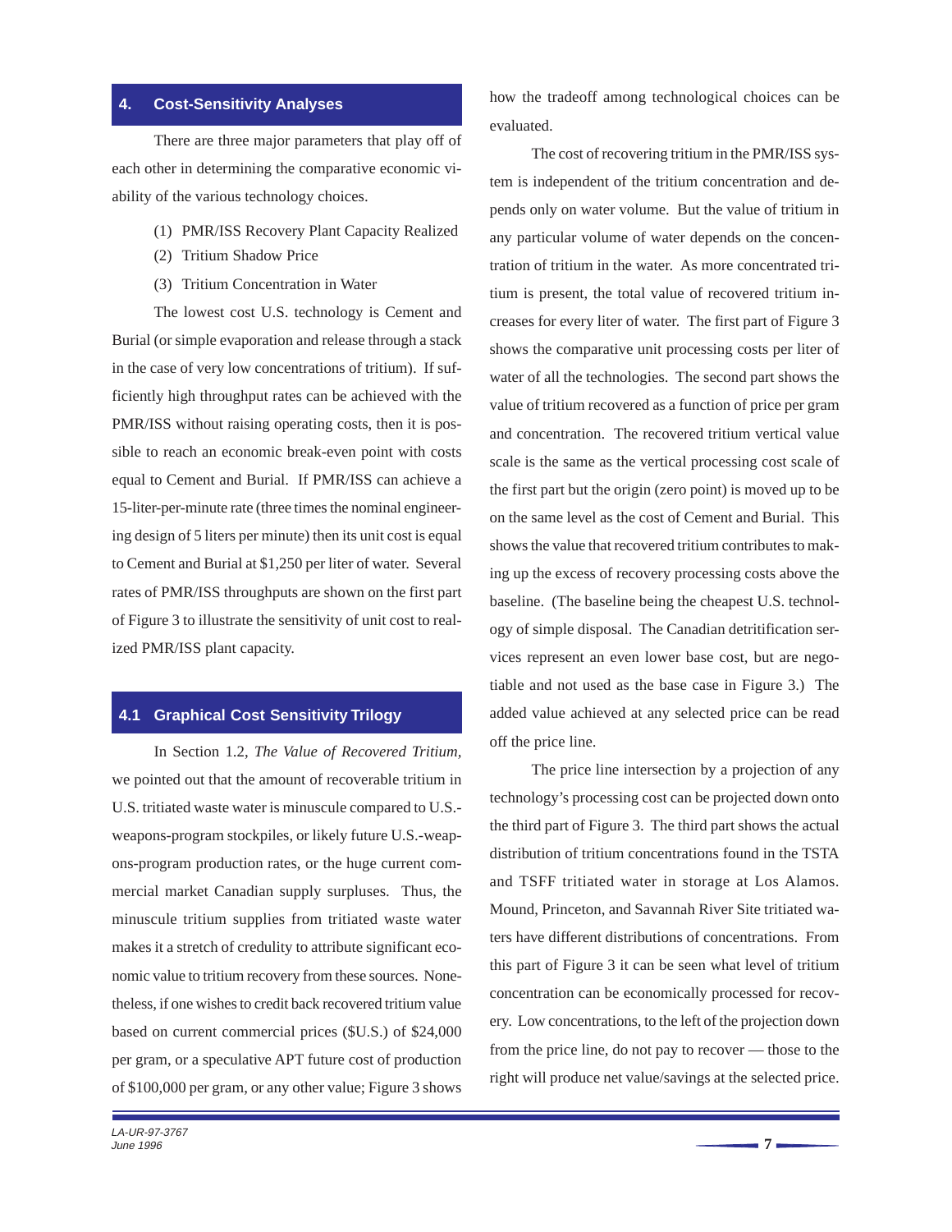## 4. Cost-Sensitivity Analyses

There are three major parameters that play off of each other in determining the comparative economic viability of the various technology choices.

(1) PMR/ISS Recovery Plant Capacity Realized
(2) Tritium Shadow Price
(3) Tritium Concentration in Water

The lowest cost U.S. technology is Cement and Burial (or simple evaporation and release through a stack in the case of very low concentrations of tritium). If sufficiently high throughput rates can be achieved with the PMR/ISS without raising operating costs, then it is possible to reach an economic break-even point with costs equal to Cement and Burial. If PMR/ISS can achieve a 15-liter-per-minute rate (three times the nominal engineering design of 5 liters per minute) then its unit cost is equal to Cement and Burial at $1,250 per liter of water. Several rates of PMR/ISS throughputs are shown on the first part of Figure 3 to illustrate the sensitivity of unit cost to realized PMR/ISS plant capacity.

### 4.1 Graphical Cost Sensitivity Trilogy

In Section 1.2, *The Value of Recovered Tritium*, we pointed out that the amount of recoverable tritium in U.S. tritiated waste water is minuscule compared to U.S.-weapons-program stockpiles, or likely future U.S.-weapons-program production rates, or the huge current commercial market Canadian supply surpluses. Thus, the minuscule tritium supplies from tritiated waste water makes it a stretch of credulity to attribute significant economic value to tritium recovery from these sources. Nonetheless, if one wishes to credit back recovered tritium value based on current commercial prices ($U.S.) of $24,000 per gram, or a speculative APT future cost of production of $100,000 per gram, or any other value; Figure 3 shows how the tradeoff among technological choices can be evaluated.

The cost of recovering tritium in the PMR/ISS system is independent of the tritium concentration and depends only on water volume. But the value of tritium in any particular volume of water depends on the concentration of tritium in the water. As more concentrated tritium is present, the total value of recovered tritium increases for every liter of water. The first part of Figure 3 shows the comparative unit processing costs per liter of water of all the technologies. The second part shows the value of tritium recovered as a function of price per gram and concentration. The recovered tritium vertical value scale is the same as the vertical processing cost scale of the first part but the origin (zero point) is moved up to be on the same level as the cost of Cement and Burial. This shows the value that recovered tritium contributes to making up the excess of recovery processing costs above the baseline. (The baseline being the cheapest U.S. technology of simple disposal. The Canadian detritification services represent an even lower base cost, but are negotiable and not used as the base case in Figure 3.) The added value achieved at any selected price can be read off the price line.

The price line intersection by a projection of any technology's processing cost can be projected down onto the third part of Figure 3. The third part shows the actual distribution of tritium concentrations found in the TSTA and TSFF tritiated water in storage at Los Alamos. Mound, Princeton, and Savannah River Site tritiated waters have different distributions of concentrations. From this part of Figure 3 it can be seen what level of tritium concentration can be economically processed for recovery. Low concentrations, to the left of the projection down from the price line, do not pay to recover — those to the right will produce net value/savings at the selected price.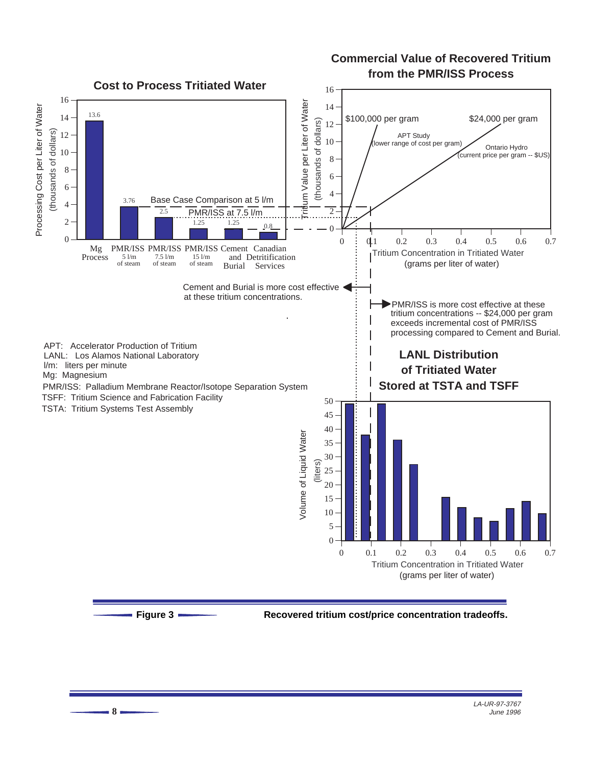**Cost to Process Tritiated Water**

| Process | Processing Cost per Liter of Water (thousands of dollars) |
|---|---|
| Mg Process | 13.6 |
| PMR/ISS 5 l/m of steam | 3.76 |
| PMR/ISS 7.5 l/m of steam | 2.5 |
| PMR/ISS 15 l/m of steam | 1.25 |
| Cement and Burial | 1.25 |
| Canadian Detritification Services | 0.8 |

Base Case Comparison at 5 l/m

PMR/ISS at 7.5 l/m

**Commercial Value of Recovered Tritium from the PMR/ISS Process**

Tritium Value per Liter of Water (thousands of dollars) vs. Tritium Concentration in Tritiated Water (grams per liter of water)

$100,000 per gram — APT Study (lower range of cost per gram)

$24,000 per gram — Ontario Hydro (current price per gram -- $US)

Cement and Burial is more cost effective at these tritium concentrations.

PMR/ISS is more cost effective at these tritium concentrations -- $24,000 per gram exceeds incremental cost of PMR/ISS processing compared to Cement and Burial.

**LANL Distribution of Tritiated Water Stored at TSTA and TSFF**

Volume of Liquid Water (liters) vs. Tritium Concentration in Tritiated Water (grams per liter of water)

APT: Accelerator Production of Tritium
LANL: Los Alamos National Laboratory
l/m: liters per minute
Mg: Magnesium
PMR/ISS: Palladium Membrane Reactor/Isotope Separation System
TSFF: Tritium Science and Fabrication Facility
TSTA: Tritium Systems Test Assembly

**Figure 3** **Recovered tritium cost/price concentration tradeoffs.**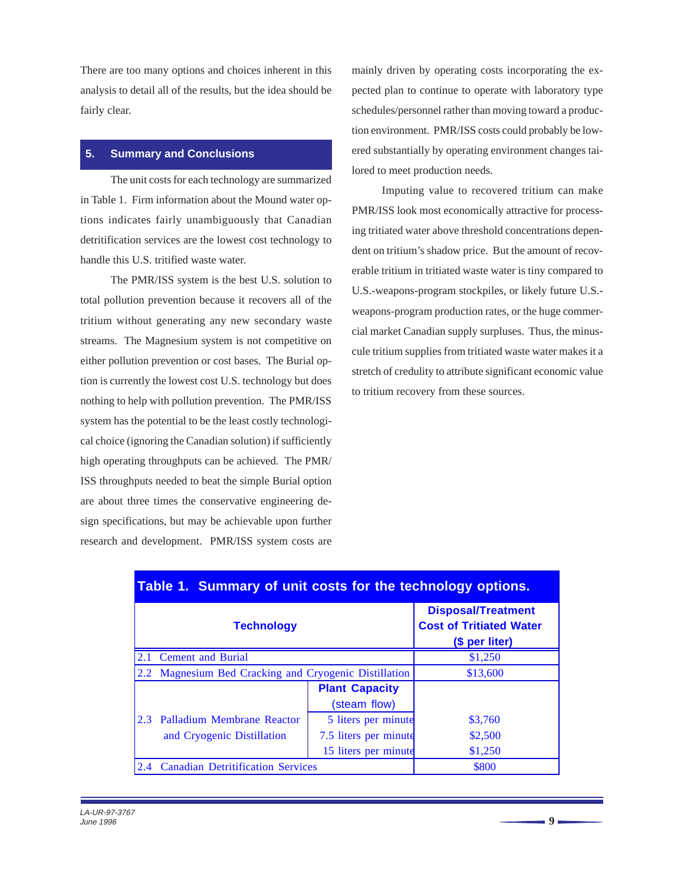There are too many options and choices inherent in this analysis to detail all of the results, but the idea should be fairly clear.

## 5. Summary and Conclusions

The unit costs for each technology are summarized in Table 1. Firm information about the Mound water options indicates fairly unambiguously that Canadian detritification services are the lowest cost technology to handle this U.S. tritified waste water.

The PMR/ISS system is the best U.S. solution to total pollution prevention because it recovers all of the tritium without generating any new secondary waste streams. The Magnesium system is not competitive on either pollution prevention or cost bases. The Burial option is currently the lowest cost U.S. technology but does nothing to help with pollution prevention. The PMR/ISS system has the potential to be the least costly technological choice (ignoring the Canadian solution) if sufficiently high operating throughputs can be achieved. The PMR/ISS throughputs needed to beat the simple Burial option are about three times the conservative engineering design specifications, but may be achievable upon further research and development. PMR/ISS system costs are mainly driven by operating costs incorporating the expected plan to continue to operate with laboratory type schedules/personnel rather than moving toward a production environment. PMR/ISS costs could probably be lowered substantially by operating environment changes tailored to meet production needs.

Imputing value to recovered tritium can make PMR/ISS look most economically attractive for processing tritiated water above threshold concentrations dependent on tritium's shadow price. But the amount of recoverable tritium in tritiated waste water is tiny compared to U.S.-weapons-program stockpiles, or likely future U.S.-weapons-program production rates, or the huge commercial market Canadian supply surpluses. Thus, the minuscule tritium supplies from tritiated waste water makes it a stretch of credulity to attribute significant economic value to tritium recovery from these sources.

**Table 1. Summary of unit costs for the technology options.**

| Technology | Plant Capacity (steam flow) | Disposal/Treatment Cost of Tritiated Water ($ per liter) |
|---|---|---|
| 2.1 Cement and Burial | | $1,250 |
| 2.2 Magnesium Bed Cracking and Cryogenic Distillation | | $13,600 |
| 2.3 Palladium Membrane Reactor and Cryogenic Distillation | 5 liters per minute | $3,760 |
| | 7.5 liters per minute | $2,500 |
| | 15 liters per minute | $1,250 |
| 2.4 Canadian Detritification Services | | $800 |

LA-UR-97-3767
June 1996